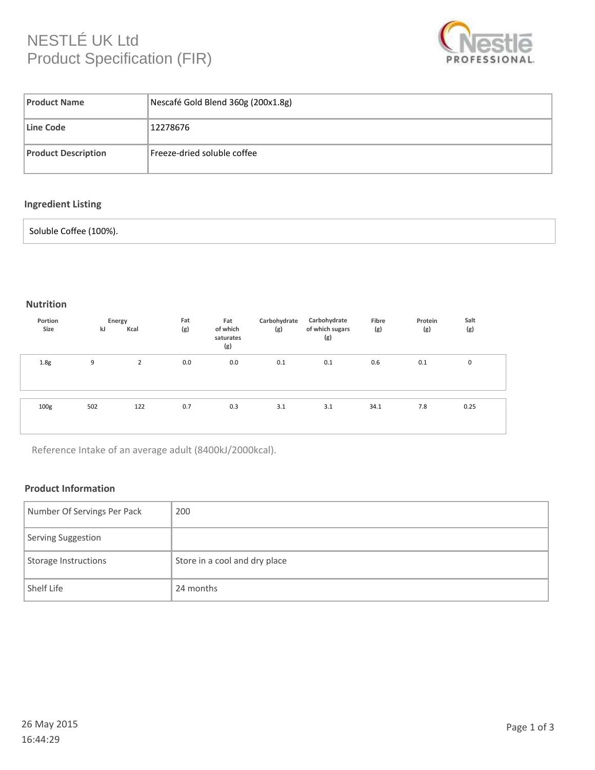# NESTLÉ UK Ltd
## Product Specification (FIR)

| **Product Name** | Nescafé Gold Blend 360g (200x1.8g) |
|---|---|
| **Line Code** | 12278676 |
| **Product Description** | Freeze-dried soluble coffee |

### Ingredient Listing

Soluble Coffee (100%).

### Nutrition

| Portion Size | Energy kJ | Energy Kcal | Fat (g) | Fat of which saturates (g) | Carbohydrate (g) | Carbohydrate of which sugars (g) | Fibre (g) | Protein (g) | Salt (g) |
|---|---|---|---|---|---|---|---|---|---|
| 1.8g | 9 | 2 | 0.0 | 0.0 | 0.1 | 0.1 | 0.6 | 0.1 | 0 |
| 100g | 502 | 122 | 0.7 | 0.3 | 3.1 | 3.1 | 34.1 | 7.8 | 0.25 |

Reference Intake of an average adult (8400kJ/2000kcal).

### Product Information

| Number Of Servings Per Pack | 200 |
|---|---|
| Serving Suggestion | |
| Storage Instructions | Store in a cool and dry place |
| Shelf Life | 24 months |

26 May 2015
16:44:29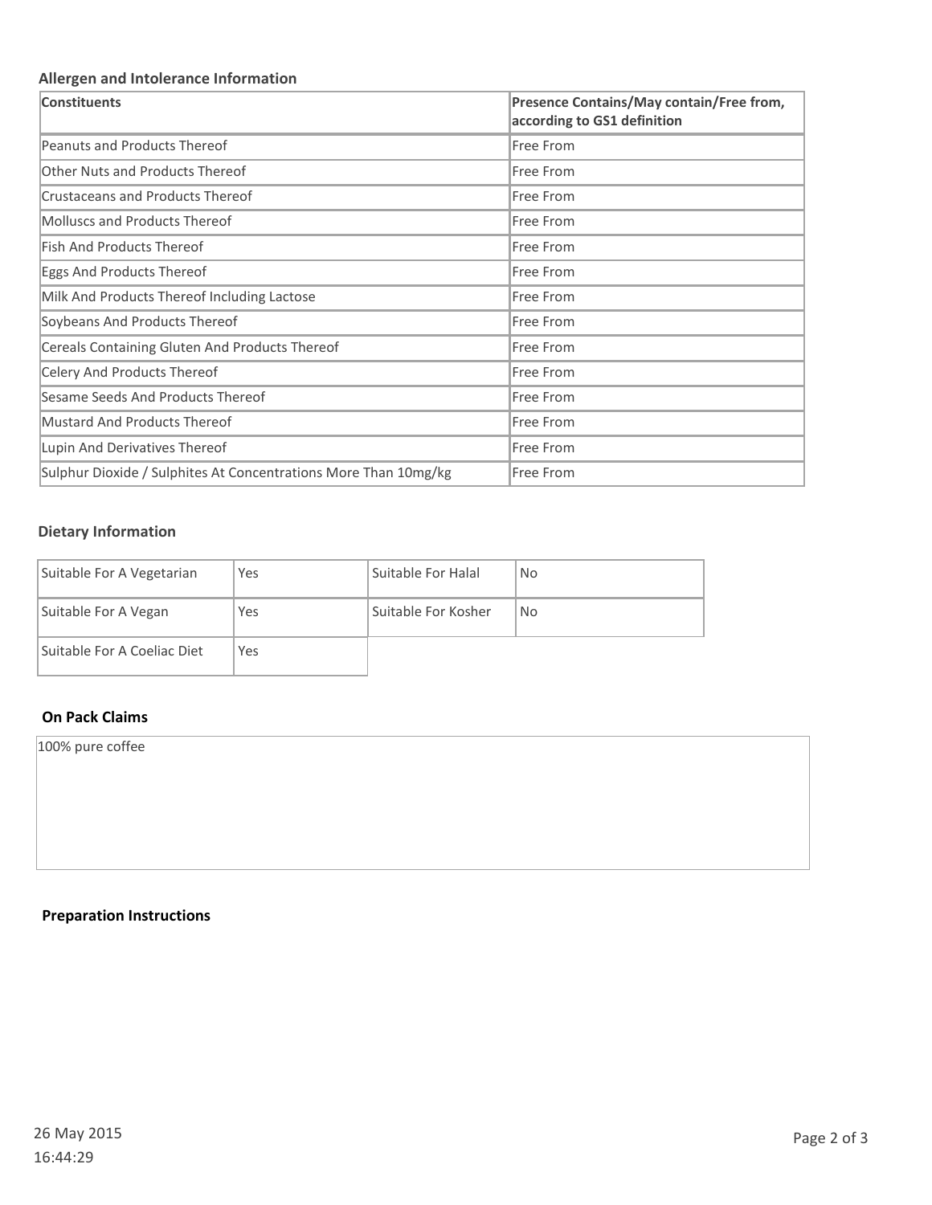## Allergen and Intolerance Information

| Constituents | Presence Contains/May contain/Free from, according to GS1 definition |
|---|---|
| Peanuts and Products Thereof | Free From |
| Other Nuts and Products Thereof | Free From |
| Crustaceans and Products Thereof | Free From |
| Molluscs and Products Thereof | Free From |
| Fish And Products Thereof | Free From |
| Eggs And Products Thereof | Free From |
| Milk And Products Thereof Including Lactose | Free From |
| Soybeans And Products Thereof | Free From |
| Cereals Containing Gluten And Products Thereof | Free From |
| Celery And Products Thereof | Free From |
| Sesame Seeds And Products Thereof | Free From |
| Mustard And Products Thereof | Free From |
| Lupin And Derivatives Thereof | Free From |
| Sulphur Dioxide / Sulphites At Concentrations More Than 10mg/kg | Free From |

## Dietary Information

| | | | |
|---|---|---|---|
| Suitable For A Vegetarian | Yes | Suitable For Halal | No |
| Suitable For A Vegan | Yes | Suitable For Kosher | No |
| Suitable For A Coeliac Diet | Yes | | |

## On Pack Claims

100% pure coffee

## Preparation Instructions

26 May 2015
16:44:29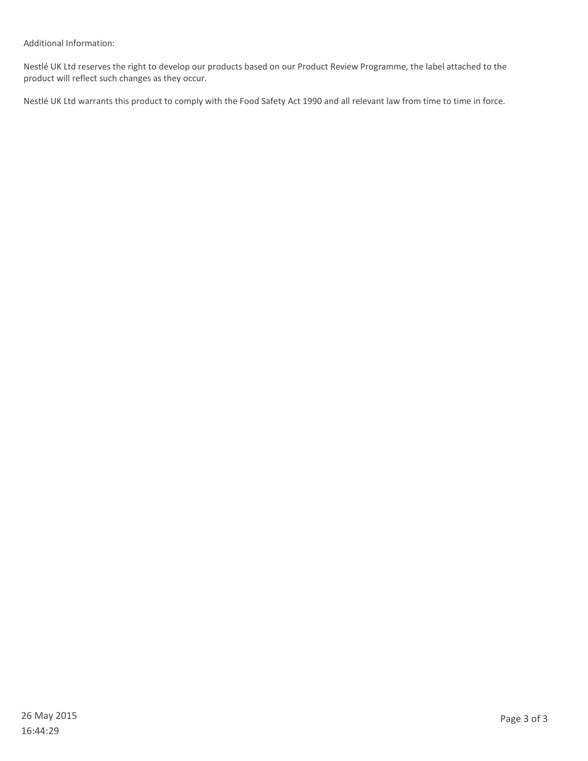Additional Information:

Nestlé UK Ltd reserves the right to develop our products based on our Product Review Programme, the label attached to the product will reflect such changes as they occur.

Nestlé UK Ltd warrants this product to comply with the Food Safety Act 1990 and all relevant law from time to time in force.

26 May 2015
16:44:29